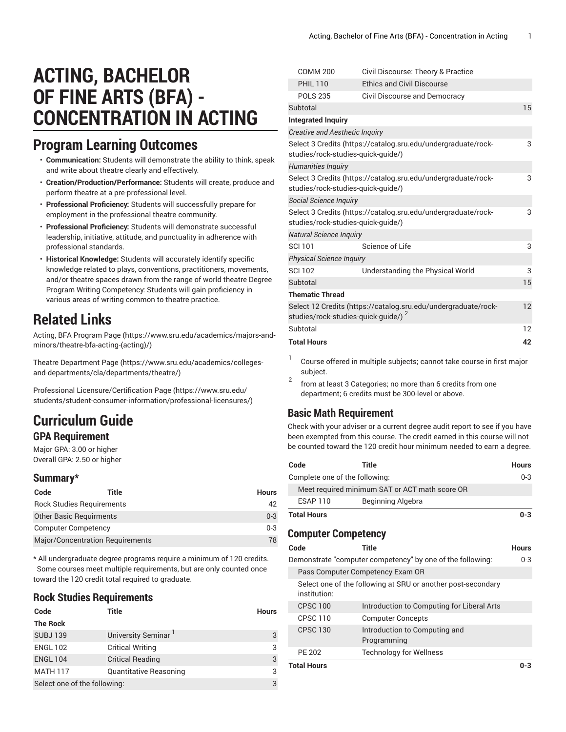# ACTING, BACHELOR OF FINE ARTS (BFA) - CONCENTRATION IN ACTING

## Program Learning Outcomes

- **Communication:** Students will demonstrate the ability to think, speak and write about theatre clearly and effectively.
- **Creation/Production/Performance:** Students will create, produce and perform theatre at a pre-professional level.
- **Professional Proficiency:** Students will successfully prepare for employment in the professional theatre community.
- **Professional Proficiency:** Students will demonstrate successful leadership, initiative, attitude, and punctuality in adherence with professional standards.
- **Historical Knowledge:** Students will accurately identify specific knowledge related to plays, conventions, practitioners, movements, and/or theatre spaces drawn from the range of world theatre Degree Program Writing Competency: Students will gain proficiency in various areas of writing common to theatre practice.

## Related Links

Acting, BFA Program Page (https://www.sru.edu/academics/majors-and-minors/theatre-bfa-acting-(acting)/)

Theatre Department Page (https://www.sru.edu/academics/colleges-and-departments/cla/departments/theatre/)

Professional Licensure/Certification Page (https://www.sru.edu/students/student-consumer-information/professional-licensures/)

## Curriculum Guide

### GPA Requirement

Major GPA: 3.00 or higher
Overall GPA: 2.50 or higher

### Summary*

| Code | Title | Hours |
|---|---|---|
| Rock Studies Requirements | | 42 |
| Other Basic Requirments | | 0-3 |
| Computer Competency | | 0-3 |
| Major/Concentration Requirements | | 78 |

* All undergraduate degree programs require a minimum of 120 credits. Some courses meet multiple requirements, but are only counted once toward the 120 credit total required to graduate.

### Rock Studies Requirements

| Code | Title | Hours |
|---|---|---|
| **The Rock** | | |
| SUBJ 139 | University Seminar [1] | 3 |
| ENGL 102 | Critical Writing | 3 |
| ENGL 104 | Critical Reading | 3 |
| MATH 117 | Quantitative Reasoning | 3 |
| Select one of the following: | | 3 |
| COMM 200 | Civil Discourse: Theory & Practice | |
| PHIL 110 | Ethics and Civil Discourse | |
| POLS 235 | Civil Discourse and Democracy | |
| Subtotal | | 15 |
| **Integrated Inquiry** | | |
| *Creative and Aesthetic Inquiry* | | |
| Select 3 Credits (https://catalog.sru.edu/undergraduate/rock-studies/rock-studies-quick-guide/) | | 3 |
| *Humanities Inquiry* | | |
| Select 3 Credits (https://catalog.sru.edu/undergraduate/rock-studies/rock-studies-quick-guide/) | | 3 |
| *Social Science Inquiry* | | |
| Select 3 Credits (https://catalog.sru.edu/undergraduate/rock-studies/rock-studies-quick-guide/) | | 3 |
| *Natural Science Inquiry* | | |
| SCI 101 | Science of Life | 3 |
| *Physical Science Inquiry* | | |
| SCI 102 | Understanding the Physical World | 3 |
| Subtotal | | 15 |
| **Thematic Thread** | | |
| Select 12 Credits (https://catalog.sru.edu/undergraduate/rock-studies/rock-studies-quick-guide/) [2] | | 12 |
| Subtotal | | 12 |
| **Total Hours** | | **42** |

1. Course offered in multiple subjects; cannot take course in first major subject.
2. from at least 3 Categories; no more than 6 credits from one department; 6 credits must be 300-level or above.

### Basic Math Requirement

Check with your adviser or a current degree audit report to see if you have been exempted from this course. The credit earned in this course will not be counted toward the 120 credit hour minimum needed to earn a degree.

| Code | Title | Hours |
|---|---|---|
| Complete one of the following: | | 0-3 |
| Meet required minimum SAT or ACT math score OR | | |
| ESAP 110 | Beginning Algebra | |
| **Total Hours** | | **0-3** |

### Computer Competency

| Code | Title | Hours |
|---|---|---|
| Demonstrate "computer competency" by one of the following: | | 0-3 |
| Pass Computer Competency Exam OR | | |
| Select one of the following at SRU or another post-secondary institution: | | |
| CPSC 100 | Introduction to Computing for Liberal Arts | |
| CPSC 110 | Computer Concepts | |
| CPSC 130 | Introduction to Computing and Programming | |
| PE 202 | Technology for Wellness | |
| **Total Hours** | | **0-3** |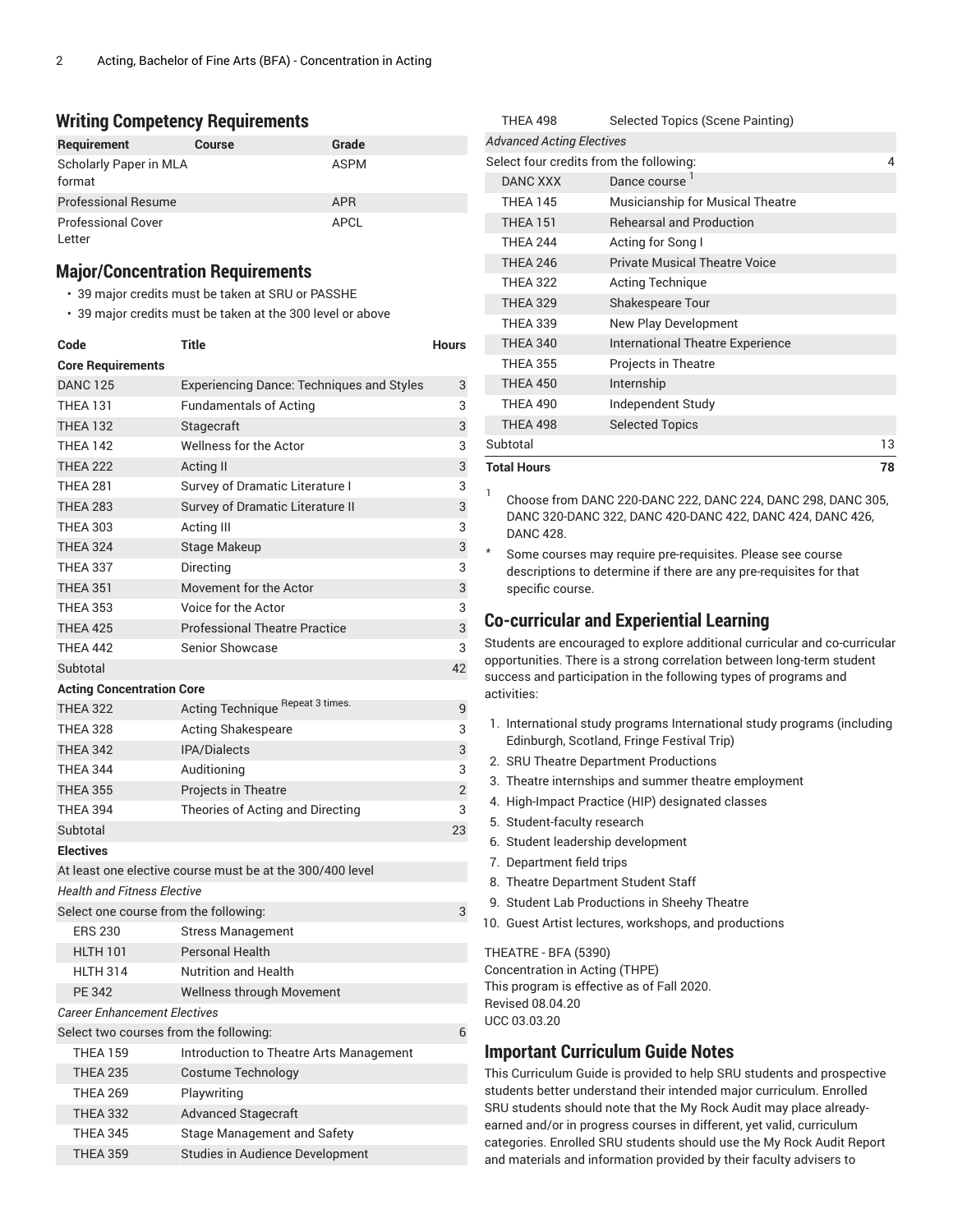## Writing Competency Requirements

| Requirement | Course | Grade |
|---|---|---|
| Scholarly Paper in MLA format | | ASPM |
| Professional Resume | | APR |
| Professional Cover Letter | | APCL |

## Major/Concentration Requirements

- 39 major credits must be taken at SRU or PASSHE
- 39 major credits must be taken at the 300 level or above

| Code | Title | Hours |
|---|---|---|
| **Core Requirements** | | |
| DANC 125 | Experiencing Dance: Techniques and Styles | 3 |
| THEA 131 | Fundamentals of Acting | 3 |
| THEA 132 | Stagecraft | 3 |
| THEA 142 | Wellness for the Actor | 3 |
| THEA 222 | Acting II | 3 |
| THEA 281 | Survey of Dramatic Literature I | 3 |
| THEA 283 | Survey of Dramatic Literature II | 3 |
| THEA 303 | Acting III | 3 |
| THEA 324 | Stage Makeup | 3 |
| THEA 337 | Directing | 3 |
| THEA 351 | Movement for the Actor | 3 |
| THEA 353 | Voice for the Actor | 3 |
| THEA 425 | Professional Theatre Practice | 3 |
| THEA 442 | Senior Showcase | 3 |
| Subtotal | | 42 |
| **Acting Concentration Core** | | |
| THEA 322 | Acting Technique Repeat 3 times. | 9 |
| THEA 328 | Acting Shakespeare | 3 |
| THEA 342 | IPA/Dialects | 3 |
| THEA 344 | Auditioning | 3 |
| THEA 355 | Projects in Theatre | 2 |
| THEA 394 | Theories of Acting and Directing | 3 |
| Subtotal | | 23 |
| **Electives** | | |
| At least one elective course must be at the 300/400 level | | |
| *Health and Fitness Elective* | | |
| Select one course from the following: | | 3 |
| ERS 230 | Stress Management | |
| HLTH 101 | Personal Health | |
| HLTH 314 | Nutrition and Health | |
| PE 342 | Wellness through Movement | |
| *Career Enhancement Electives* | | |
| Select two courses from the following: | | 6 |
| THEA 159 | Introduction to Theatre Arts Management | |
| THEA 235 | Costume Technology | |
| THEA 269 | Playwriting | |
| THEA 332 | Advanced Stagecraft | |
| THEA 345 | Stage Management and Safety | |
| THEA 359 | Studies in Audience Development | |
| THEA 498 | Selected Topics (Scene Painting) | |
| *Advanced Acting Electives* | | |
| Select four credits from the following: | | 4 |
| DANC XXX | Dance course [1] | |
| THEA 145 | Musicianship for Musical Theatre | |
| THEA 151 | Rehearsal and Production | |
| THEA 244 | Acting for Song I | |
| THEA 246 | Private Musical Theatre Voice | |
| THEA 322 | Acting Technique | |
| THEA 329 | Shakespeare Tour | |
| THEA 339 | New Play Development | |
| THEA 340 | International Theatre Experience | |
| THEA 355 | Projects in Theatre | |
| THEA 450 | Internship | |
| THEA 490 | Independent Study | |
| THEA 498 | Selected Topics | |
| Subtotal | | 13 |
| **Total Hours** | | **78** |

1. Choose from DANC 220-DANC 222, DANC 224, DANC 298, DANC 305, DANC 320-DANC 322, DANC 420-DANC 422, DANC 424, DANC 426, DANC 428.

\* Some courses may require pre-requisites. Please see course descriptions to determine if there are any pre-requisites for that specific course.

## Co-curricular and Experiential Learning

Students are encouraged to explore additional curricular and co-curricular opportunities. There is a strong correlation between long-term student success and participation in the following types of programs and activities:

1. International study programs International study programs (including Edinburgh, Scotland, Fringe Festival Trip)
2. SRU Theatre Department Productions
3. Theatre internships and summer theatre employment
4. High-Impact Practice (HIP) designated classes
5. Student-faculty research
6. Student leadership development
7. Department field trips
8. Theatre Department Student Staff
9. Student Lab Productions in Sheehy Theatre
10. Guest Artist lectures, workshops, and productions

THEATRE - BFA (5390)
Concentration in Acting (THPE)
This program is effective as of Fall 2020.
Revised 08.04.20
UCC 03.03.20

## Important Curriculum Guide Notes

This Curriculum Guide is provided to help SRU students and prospective students better understand their intended major curriculum. Enrolled SRU students should note that the My Rock Audit may place already-earned and/or in progress courses in different, yet valid, curriculum categories. Enrolled SRU students should use the My Rock Audit Report and materials and information provided by their faculty advisers to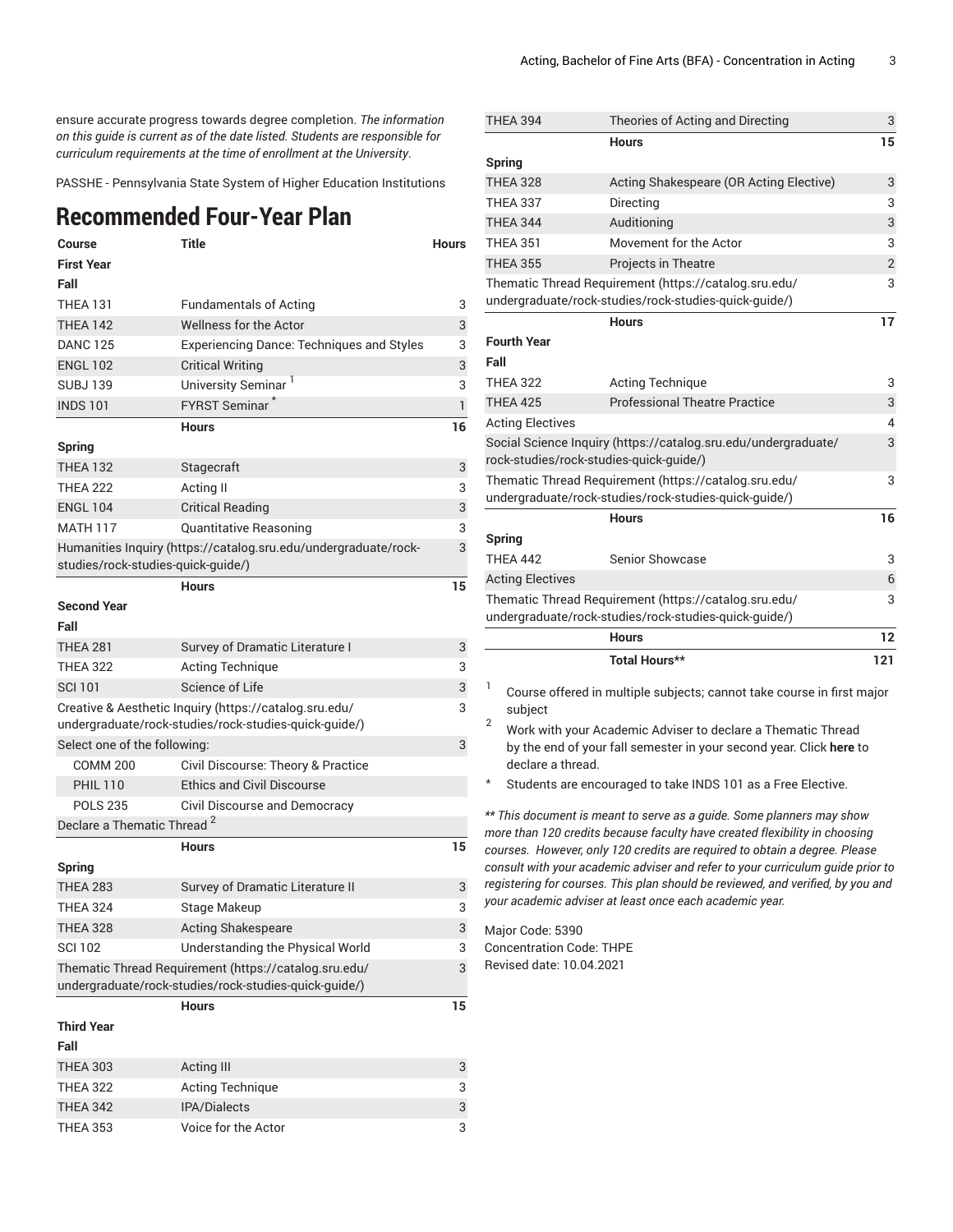ensure accurate progress towards degree completion. *The information on this guide is current as of the date listed. Students are responsible for curriculum requirements at the time of enrollment at the University.*

PASSHE - Pennsylvania State System of Higher Education Institutions

# Recommended Four-Year Plan

| Course | Title | Hours |
|---|---|---|
| **First Year** | | |
| **Fall** | | |
| THEA 131 | Fundamentals of Acting | 3 |
| THEA 142 | Wellness for the Actor | 3 |
| DANC 125 | Experiencing Dance: Techniques and Styles | 3 |
| ENGL 102 | Critical Writing | 3 |
| SUBJ 139 | University Seminar [1] | 3 |
| INDS 101 | FYRST Seminar * | 1 |
| | **Hours** | **16** |
| **Spring** | | |
| THEA 132 | Stagecraft | 3 |
| THEA 222 | Acting II | 3 |
| ENGL 104 | Critical Reading | 3 |
| MATH 117 | Quantitative Reasoning | 3 |
| Humanities Inquiry (https://catalog.sru.edu/undergraduate/rock-studies/rock-studies-quick-guide/) | | 3 |
| | **Hours** | **15** |
| **Second Year** | | |
| **Fall** | | |
| THEA 281 | Survey of Dramatic Literature I | 3 |
| THEA 322 | Acting Technique | 3 |
| SCI 101 | Science of Life | 3 |
| Creative & Aesthetic Inquiry (https://catalog.sru.edu/undergraduate/rock-studies/rock-studies-quick-guide/) | | 3 |
| Select one of the following: | | 3 |
| COMM 200 | Civil Discourse: Theory & Practice | |
| PHIL 110 | Ethics and Civil Discourse | |
| POLS 235 | Civil Discourse and Democracy | |
| Declare a Thematic Thread [2] | | |
| | **Hours** | **15** |
| **Spring** | | |
| THEA 283 | Survey of Dramatic Literature II | 3 |
| THEA 324 | Stage Makeup | 3 |
| THEA 328 | Acting Shakespeare | 3 |
| SCI 102 | Understanding the Physical World | 3 |
| Thematic Thread Requirement (https://catalog.sru.edu/undergraduate/rock-studies/rock-studies-quick-guide/) | | 3 |
| | **Hours** | **15** |
| **Third Year** | | |
| **Fall** | | |
| THEA 303 | Acting III | 3 |
| THEA 322 | Acting Technique | 3 |
| THEA 342 | IPA/Dialects | 3 |
| THEA 353 | Voice for the Actor | 3 |
| THEA 394 | Theories of Acting and Directing | 3 |
| | **Hours** | **15** |
| **Spring** | | |
| THEA 328 | Acting Shakespeare (OR Acting Elective) | 3 |
| THEA 337 | Directing | 3 |
| THEA 344 | Auditioning | 3 |
| THEA 351 | Movement for the Actor | 3 |
| THEA 355 | Projects in Theatre | 2 |
| Thematic Thread Requirement (https://catalog.sru.edu/undergraduate/rock-studies/rock-studies-quick-guide/) | | 3 |
| | **Hours** | **17** |
| **Fourth Year** | | |
| **Fall** | | |
| THEA 322 | Acting Technique | 3 |
| THEA 425 | Professional Theatre Practice | 3 |
| Acting Electives | | 4 |
| Social Science Inquiry (https://catalog.sru.edu/undergraduate/rock-studies/rock-studies-quick-guide/) | | 3 |
| Thematic Thread Requirement (https://catalog.sru.edu/undergraduate/rock-studies/rock-studies-quick-guide/) | | 3 |
| | **Hours** | **16** |
| **Spring** | | |
| THEA 442 | Senior Showcase | 3 |
| Acting Electives | | 6 |
| Thematic Thread Requirement (https://catalog.sru.edu/undergraduate/rock-studies/rock-studies-quick-guide/) | | 3 |
| | **Hours** | **12** |
| | **Total Hours**** | **121** |

1. Course offered in multiple subjects; cannot take course in first major subject
2. Work with your Academic Adviser to declare a Thematic Thread by the end of your fall semester in your second year. Click **here** to declare a thread.

\* Students are encouraged to take INDS 101 as a Free Elective.

*** This document is meant to serve as a guide. Some planners may show more than 120 credits because faculty have created flexibility in choosing courses. However, only 120 credits are required to obtain a degree. Please consult with your academic adviser and refer to your curriculum guide prior to registering for courses. This plan should be reviewed, and verified, by you and your academic adviser at least once each academic year.*

Major Code: 5390
Concentration Code: THPE
Revised date: 10.04.2021